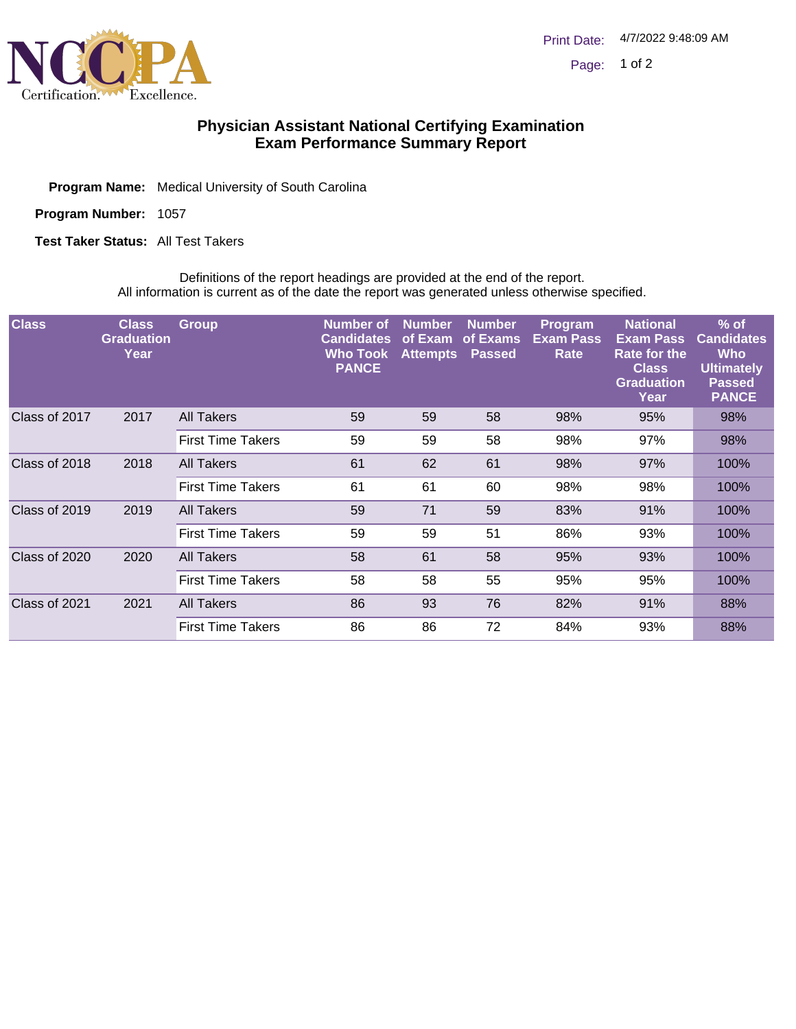# Physician Assistant National Certifying Examination
# Exam Performance Summary Report

**Program Name:** Medical University of South Carolina

**Program Number:** 1057

**Test Taker Status:** All Test Takers

Definitions of the report headings are provided at the end of the report.
All information is current as of the date the report was generated unless otherwise specified.

| Class | Class Graduation Year | Group | Number of Candidates Who Took PANCE | Number of Exam Attempts | Number of Exams Passed | Program Exam Pass Rate | National Exam Pass Rate for the Class Graduation Year | % of Candidates Who Ultimately Passed PANCE |
|---|---|---|---|---|---|---|---|---|
| Class of 2017 | 2017 | All Takers | 59 | 59 | 58 | 98% | 95% | 98% |
| | | First Time Takers | 59 | 59 | 58 | 98% | 97% | 98% |
| Class of 2018 | 2018 | All Takers | 61 | 62 | 61 | 98% | 97% | 100% |
| | | First Time Takers | 61 | 61 | 60 | 98% | 98% | 100% |
| Class of 2019 | 2019 | All Takers | 59 | 71 | 59 | 83% | 91% | 100% |
| | | First Time Takers | 59 | 59 | 51 | 86% | 93% | 100% |
| Class of 2020 | 2020 | All Takers | 58 | 61 | 58 | 95% | 93% | 100% |
| | | First Time Takers | 58 | 58 | 55 | 95% | 95% | 100% |
| Class of 2021 | 2021 | All Takers | 86 | 93 | 76 | 82% | 91% | 88% |
| | | First Time Takers | 86 | 86 | 72 | 84% | 93% | 88% |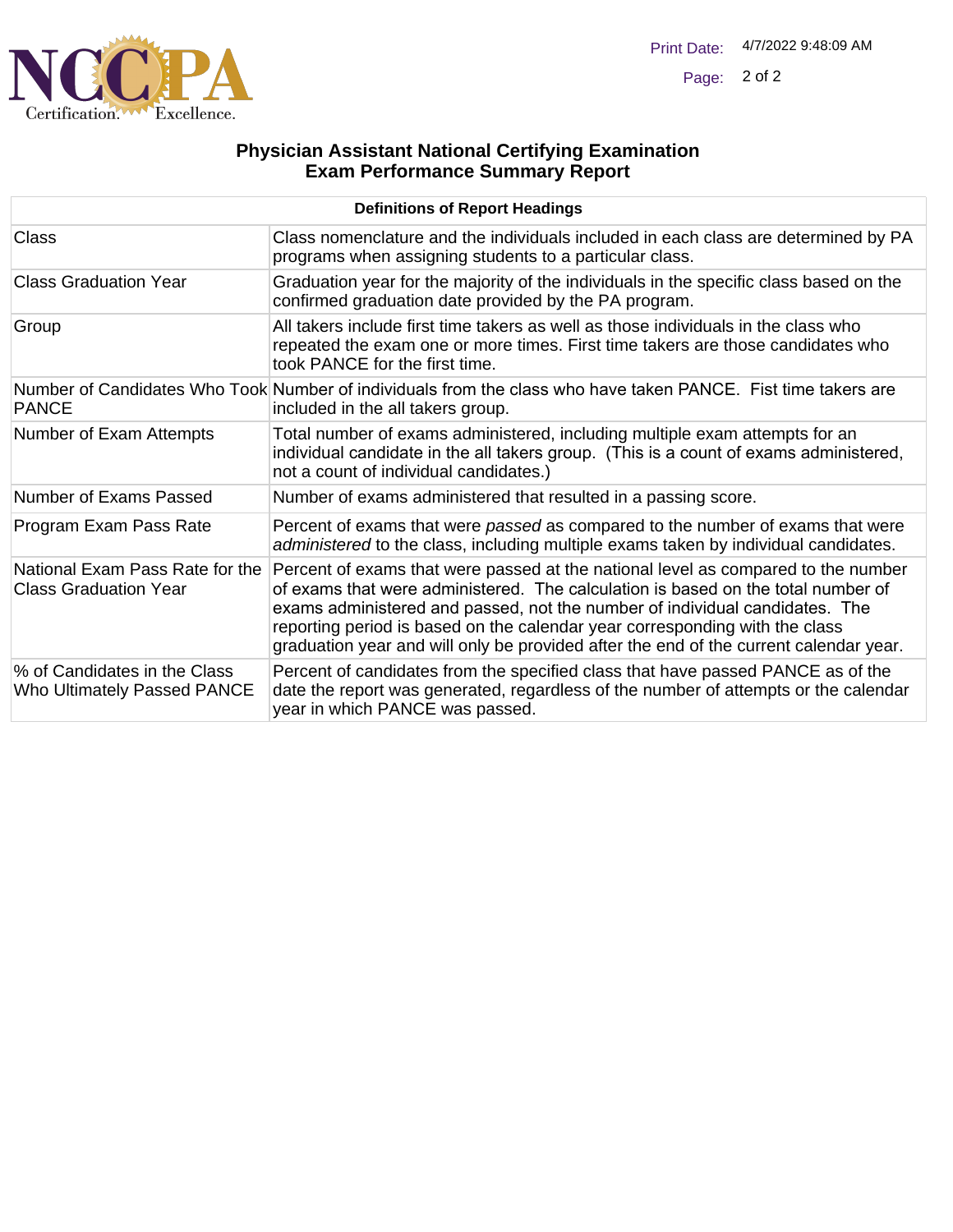# Physician Assistant National Certifying Examination
## Exam Performance Summary Report

| Definitions of Report Headings | |
|---|---|
| Class | Class nomenclature and the individuals included in each class are determined by PA programs when assigning students to a particular class. |
| Class Graduation Year | Graduation year for the majority of the individuals in the specific class based on the confirmed graduation date provided by the PA program. |
| Group | All takers include first time takers as well as those individuals in the class who repeated the exam one or more times. First time takers are those candidates who took PANCE for the first time. |
| Number of Candidates Who Took PANCE | Number of individuals from the class who have taken PANCE. Fist time takers are included in the all takers group. |
| Number of Exam Attempts | Total number of exams administered, including multiple exam attempts for an individual candidate in the all takers group. (This is a count of exams administered, not a count of individual candidates.) |
| Number of Exams Passed | Number of exams administered that resulted in a passing score. |
| Program Exam Pass Rate | Percent of exams that were *passed* as compared to the number of exams that were *administered* to the class, including multiple exams taken by individual candidates. |
| National Exam Pass Rate for the Class Graduation Year | Percent of exams that were passed at the national level as compared to the number of exams that were administered. The calculation is based on the total number of exams administered and passed, not the number of individual candidates. The reporting period is based on the calendar year corresponding with the class graduation year and will only be provided after the end of the current calendar year. |
| % of Candidates in the Class Who Ultimately Passed PANCE | Percent of candidates from the specified class that have passed PANCE as of the date the report was generated, regardless of the number of attempts or the calendar year in which PANCE was passed. |